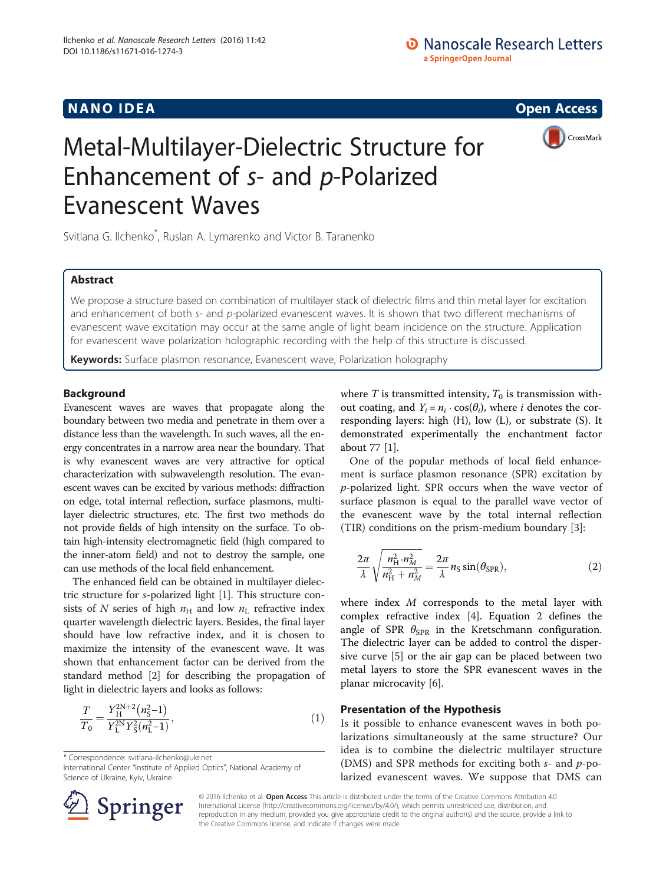# Metal-Multilayer-Dielectric Structure for Enhancement of *s*- and *p*-Polarized Evanescent Waves

Svitlana G. Ilchenko*, Ruslan A. Lymarenko and Victor B. Taranenko

## Abstract

We propose a structure based on combination of multilayer stack of dielectric films and thin metal layer for excitation and enhancement of both *s*- and *p*-polarized evanescent waves. It is shown that two different mechanisms of evanescent wave excitation may occur at the same angle of light beam incidence on the structure. Application for evanescent wave polarization holographic recording with the help of this structure is discussed.

**Keywords:** Surface plasmon resonance, Evanescent wave, Polarization holography

## Background

Evanescent waves are waves that propagate along the boundary between two media and penetrate in them over a distance less than the wavelength. In such waves, all the energy concentrates in a narrow area near the boundary. That is why evanescent waves are very attractive for optical characterization with subwavelength resolution. The evanescent waves can be excited by various methods: diffraction on edge, total internal reflection, surface plasmons, multilayer dielectric structures, etc. The first two methods do not provide fields of high intensity on the surface. To obtain high-intensity electromagnetic field (high compared to the inner-atom field) and not to destroy the sample, one can use methods of the local field enhancement.

The enhanced field can be obtained in multilayer dielectric structure for *s*-polarized light [1]. This structure consists of $N$ series of high $n_H$ and low $n_L$ refractive index quarter wavelength dielectric layers. Besides, the final layer should have low refractive index, and it is chosen to maximize the intensity of the evanescent wave. It was shown that enhancement factor can be derived from the standard method [2] for describing the propagation of light in dielectric layers and looks as follows:

$$\frac{T}{T_0} = \frac{Y_H^{2N+2}\left(n_S^2-1\right)}{Y_L^{2N}Y_S^2\left(n_L^2-1\right)}, \tag{1}$$

where $T$ is transmitted intensity, $T_0$ is transmission without coating, and $Y_i = n_i \cdot \cos(\theta_i)$, where $i$ denotes the corresponding layers: high (H), low (L), or substrate (S). It demonstrated experimentally the enchantment factor about 77 [1].

One of the popular methods of local field enhancement is surface plasmon resonance (SPR) excitation by *p*-polarized light. SPR occurs when the wave vector of surface plasmon is equal to the parallel wave vector of the evanescent wave by the total internal reflection (TIR) conditions on the prism-medium boundary [3]:

$$\frac{2\pi}{\lambda}\sqrt{\frac{n_H^2 \cdot n_M^2}{n_H^2 + n_M^2}} = \frac{2\pi}{\lambda} n_S \sin(\theta_{SPR}), \tag{2}$$

where index $M$ corresponds to the metal layer with complex refractive index [4]. Equation 2 defines the angle of SPR $\theta_{SPR}$ in the Kretschmann configuration. The dielectric layer can be added to control the dispersive curve [5] or the air gap can be placed between two metal layers to store the SPR evanescent waves in the planar microcavity [6].

## Presentation of the Hypothesis

Is it possible to enhance evanescent waves in both polarizations simultaneously at the same structure? Our idea is to combine the dielectric multilayer structure (DMS) and SPR methods for exciting both *s*- and *p*-polarized evanescent waves. We suppose that DMS can

\* Correspondence: svitlana-ilchenko@ukr.net
International Center "Institute of Applied Optics", National Academy of Science of Ukraine, Kyiv, Ukraine

© 2016 Ilchenko et al. **Open Access** This article is distributed under the terms of the Creative Commons Attribution 4.0 International License (http://creativecommons.org/licenses/by/4.0/), which permits unrestricted use, distribution, and reproduction in any medium, provided you give appropriate credit to the original author(s) and the source, provide a link to the Creative Commons license, and indicate if changes were made.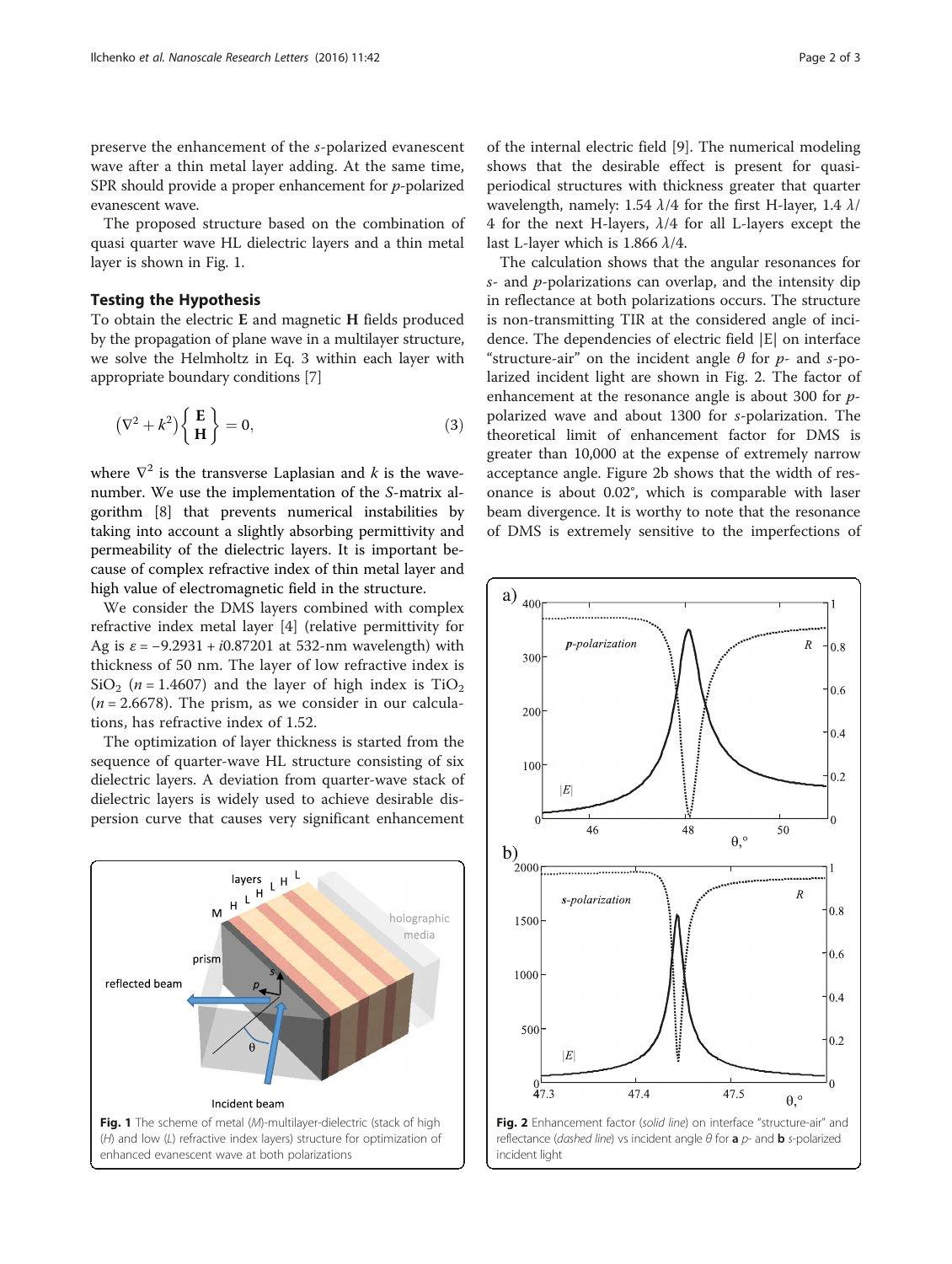preserve the enhancement of the *s*-polarized evanescent wave after a thin metal layer adding. At the same time, SPR should provide a proper enhancement for *p*-polarized evanescent wave.

The proposed structure based on the combination of quasi quarter wave HL dielectric layers and a thin metal layer is shown in Fig. 1.

## Testing the Hypothesis

To obtain the electric **E** and magnetic **H** fields produced by the propagation of plane wave in a multilayer structure, we solve the Helmholtz in Eq. 3 within each layer with appropriate boundary conditions [7]

$$\left(\nabla^2 + k^2\right)\left\{\begin{array}{c}\mathbf{E}\\ \mathbf{H}\end{array}\right\} = 0, \qquad (3)$$

where $\nabla^2$ is the transverse Laplasian and $k$ is the wavenumber. We use the implementation of the *S*-matrix algorithm [8] that prevents numerical instabilities by taking into account a slightly absorbing permittivity and permeability of the dielectric layers. It is important because of complex refractive index of thin metal layer and high value of electromagnetic field in the structure.

We consider the DMS layers combined with complex refractive index metal layer [4] (relative permittivity for Ag is $\varepsilon = -9.2931 + i0.87201$ at 532-nm wavelength) with thickness of 50 nm. The layer of low refractive index is $SiO_2$ ($n = 1.4607$) and the layer of high index is $TiO_2$ ($n = 2.6678$). The prism, as we consider in our calculations, has refractive index of 1.52.

The optimization of layer thickness is started from the sequence of quarter-wave HL structure consisting of six dielectric layers. A deviation from quarter-wave stack of dielectric layers is widely used to achieve desirable dispersion curve that causes very significant enhancement of the internal electric field [9]. The numerical modeling shows that the desirable effect is present for quasi-periodical structures with thickness greater that quarter wavelength, namely: 1.54 $\lambda/4$ for the first H-layer, 1.4 $\lambda/4$ for the next H-layers, $\lambda/4$ for all L-layers except the last L-layer which is 1.866 $\lambda/4$.

The calculation shows that the angular resonances for *s*- and *p*-polarizations can overlap, and the intensity dip in reflectance at both polarizations occurs. The structure is non-transmitting TIR at the considered angle of incidence. The dependencies of electric field |E| on interface "structure-air" on the incident angle $\theta$ for *p*- and *s*-polarized incident light are shown in Fig. 2. The factor of enhancement at the resonance angle is about 300 for *p*-polarized wave and about 1300 for *s*-polarization. The theoretical limit of enhancement factor for DMS is greater than 10,000 at the expense of extremely narrow acceptance angle. Figure 2b shows that the width of resonance is about 0.02°, which is comparable with laser beam divergence. It is worthy to note that the resonance of DMS is extremely sensitive to the imperfections of

**Fig. 1** The scheme of metal (*M*)-multilayer-dielectric (stack of high (*H*) and low (*L*) refractive index layers) structure for optimization of enhanced evanescent wave at both polarizations

**Fig. 2** Enhancement factor (*solid line*) on interface "structure-air" and reflectance (*dashed line*) vs incident angle $\theta$ for **a** *p*- and **b** *s*-polarized incident light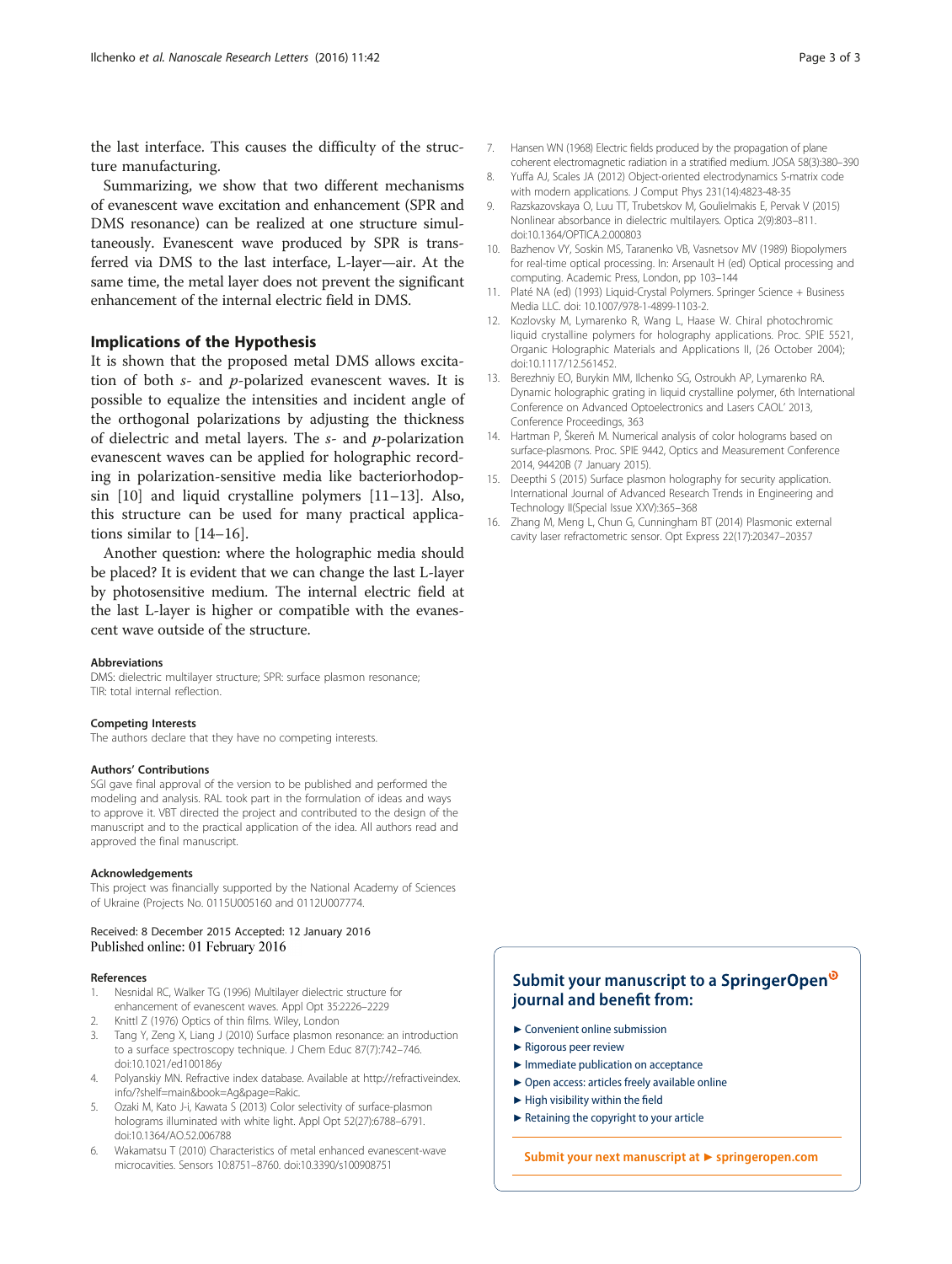the last interface. This causes the difficulty of the structure manufacturing.

Summarizing, we show that two different mechanisms of evanescent wave excitation and enhancement (SPR and DMS resonance) can be realized at one structure simultaneously. Evanescent wave produced by SPR is transferred via DMS to the last interface, L-layer—air. At the same time, the metal layer does not prevent the significant enhancement of the internal electric field in DMS.

## Implications of the Hypothesis

It is shown that the proposed metal DMS allows excitation of both *s*- and *p*-polarized evanescent waves. It is possible to equalize the intensities and incident angle of the orthogonal polarizations by adjusting the thickness of dielectric and metal layers. The *s*- and *p*-polarization evanescent waves can be applied for holographic recording in polarization-sensitive media like bacteriorhodopsin [10] and liquid crystalline polymers [11–13]. Also, this structure can be used for many practical applications similar to [14–16].

Another question: where the holographic media should be placed? It is evident that we can change the last L-layer by photosensitive medium. The internal electric field at the last L-layer is higher or compatible with the evanescent wave outside of the structure.

#### Abbreviations

DMS: dielectric multilayer structure; SPR: surface plasmon resonance; TIR: total internal reflection.

#### Competing Interests

The authors declare that they have no competing interests.

#### Authors' Contributions

SGI gave final approval of the version to be published and performed the modeling and analysis. RAL took part in the formulation of ideas and ways to approve it. VBT directed the project and contributed to the design of the manuscript and to the practical application of the idea. All authors read and approved the final manuscript.

#### Acknowledgements

This project was financially supported by the National Academy of Sciences of Ukraine (Projects No. 0115U005160 and 0112U007774.

Received: 8 December 2015 Accepted: 12 January 2016
Published online: 01 February 2016

#### References

1. Nesnidal RC, Walker TG (1996) Multilayer dielectric structure for enhancement of evanescent waves. Appl Opt 35:2226–2229
2. Knittl Z (1976) Optics of thin films. Wiley, London
3. Tang Y, Zeng X, Liang J (2010) Surface plasmon resonance: an introduction to a surface spectroscopy technique. J Chem Educ 87(7):742–746. doi:10.1021/ed100186y
4. Polyanskiy MN. Refractive index database. Available at http://refractiveindex.info/?shelf=main&book=Ag&page=Rakic.
5. Ozaki M, Kato J-i, Kawata S (2013) Color selectivity of surface-plasmon holograms illuminated with white light. Appl Opt 52(27):6788–6791. doi:10.1364/AO.52.006788
6. Wakamatsu T (2010) Characteristics of metal enhanced evanescent-wave microcavities. Sensors 10:8751–8760. doi:10.3390/s100908751
7. Hansen WN (1968) Electric fields produced by the propagation of plane coherent electromagnetic radiation in a stratified medium. JOSA 58(3):380–390
8. Yuffa AJ, Scales JA (2012) Object-oriented electrodynamics S-matrix code with modern applications. J Comput Phys 231(14):4823-48-35
9. Razskazovskaya O, Luu TT, Trubetskov M, Goulielmakis E, Pervak V (2015) Nonlinear absorbance in dielectric multilayers. Optica 2(9):803–811. doi:10.1364/OPTICA.2.000803
10. Bazhenov VY, Soskin MS, Taranenko VB, Vasnetsov MV (1989) Biopolymers for real-time optical processing. In: Arsenault H (ed) Optical processing and computing. Academic Press, London, pp 103–144
11. Platé NA (ed) (1993) Liquid-Crystal Polymers. Springer Science + Business Media LLC. doi: 10.1007/978-1-4899-1103-2.
12. Kozlovsky M, Lymarenko R, Wang L, Haase W. Chiral photochromic liquid crystalline polymers for holography applications. Proc. SPIE 5521, Organic Holographic Materials and Applications II, (26 October 2004); doi:10.1117/12.561452.
13. Berezhniy EO, Burykin MM, Ilchenko SG, Ostroukh AP, Lymarenko RA. Dynamic holographic grating in liquid crystalline polymer, 6th International Conference on Advanced Optoelectronics and Lasers CAOL' 2013, Conference Proceedings, 363
14. Hartman P, Škereň M. Numerical analysis of color holograms based on surface-plasmons. Proc. SPIE 9442, Optics and Measurement Conference 2014, 94420B (7 January 2015).
15. Deepthi S (2015) Surface plasmon holography for security application. International Journal of Advanced Research Trends in Engineering and Technology II(Special Issue XXV):365–368
16. Zhang M, Meng L, Chun G, Cunningham BT (2014) Plasmonic external cavity laser refractometric sensor. Opt Express 22(17):20347–20357